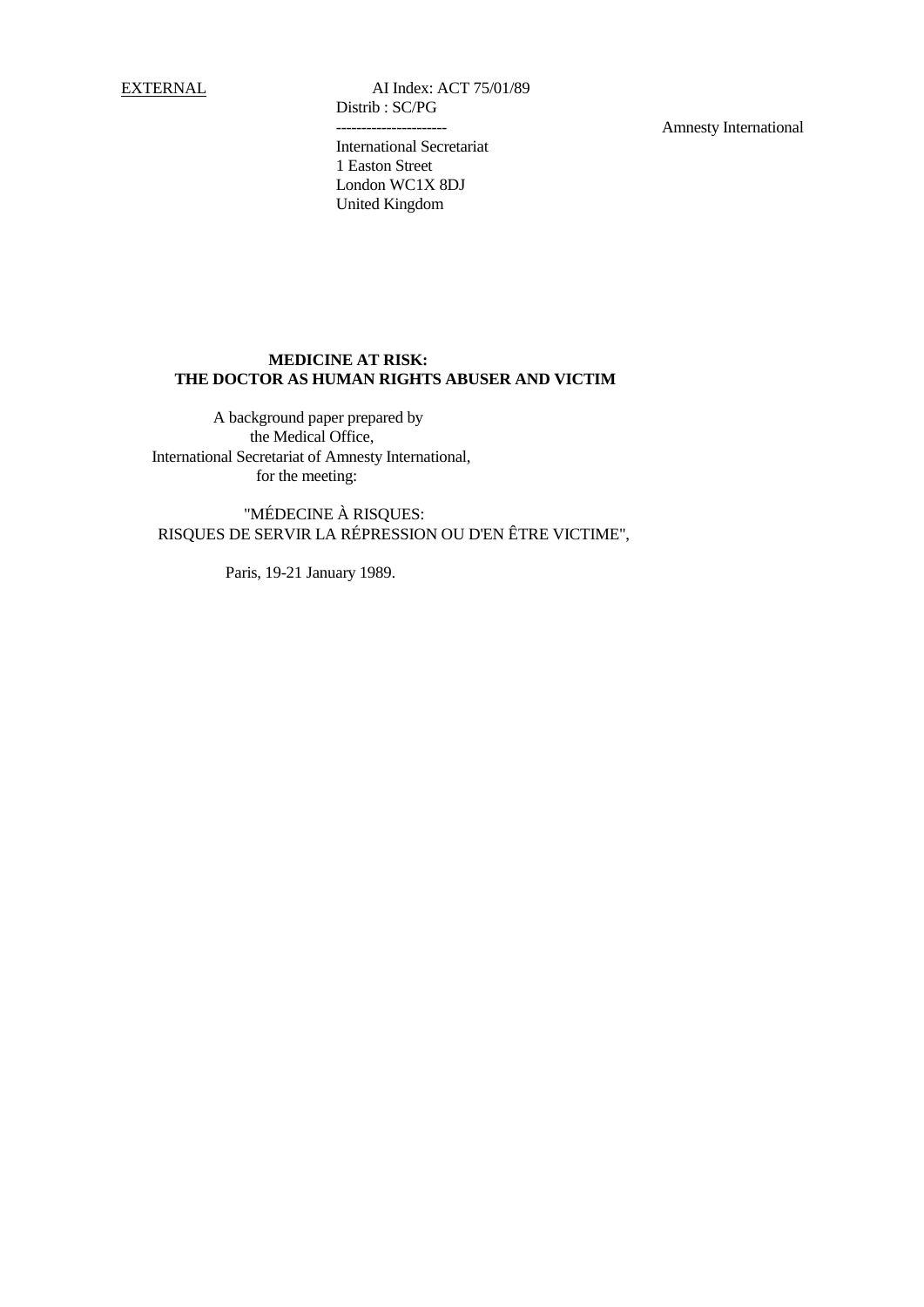<u>EXTERNAL</u>

AI Index: ACT 75/01/89
Distrib : SC/PG
----------------------
Amnesty International
International Secretariat
1 Easton Street
London WC1X 8DJ
United Kingdom

**MEDICINE AT RISK:**
**THE DOCTOR AS HUMAN RIGHTS ABUSER AND VICTIM**

A background paper prepared by
the Medical Office,
International Secretariat of Amnesty International,
for the meeting:

"MÉDECINE À RISQUES:
RISQUES DE SERVIR LA RÉPRESSION OU D'EN ÊTRE VICTIME",

Paris, 19-21 January 1989.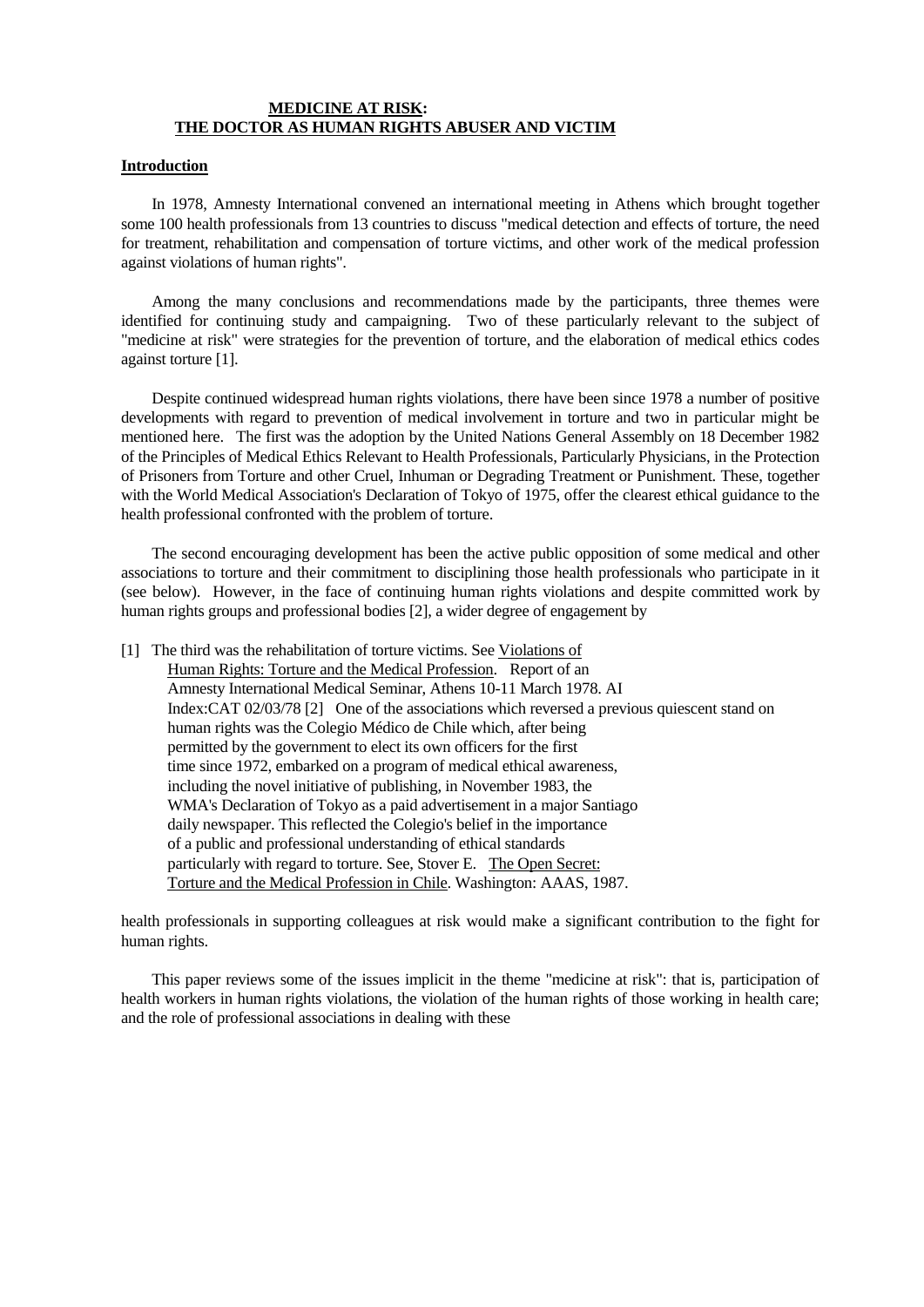# MEDICINE AT RISK: THE DOCTOR AS HUMAN RIGHTS ABUSER AND VICTIM

## Introduction

In 1978, Amnesty International convened an international meeting in Athens which brought together some 100 health professionals from 13 countries to discuss "medical detection and effects of torture, the need for treatment, rehabilitation and compensation of torture victims, and other work of the medical profession against violations of human rights".

Among the many conclusions and recommendations made by the participants, three themes were identified for continuing study and campaigning. Two of these particularly relevant to the subject of "medicine at risk" were strategies for the prevention of torture, and the elaboration of medical ethics codes against torture [1].

Despite continued widespread human rights violations, there have been since 1978 a number of positive developments with regard to prevention of medical involvement in torture and two in particular might be mentioned here. The first was the adoption by the United Nations General Assembly on 18 December 1982 of the Principles of Medical Ethics Relevant to Health Professionals, Particularly Physicians, in the Protection of Prisoners from Torture and other Cruel, Inhuman or Degrading Treatment or Punishment. These, together with the World Medical Association's Declaration of Tokyo of 1975, offer the clearest ethical guidance to the health professional confronted with the problem of torture.

The second encouraging development has been the active public opposition of some medical and other associations to torture and their commitment to disciplining those health professionals who participate in it (see below). However, in the face of continuing human rights violations and despite committed work by human rights groups and professional bodies [2], a wider degree of engagement by health professionals in supporting colleagues at risk would make a significant contribution to the fight for human rights.

This paper reviews some of the issues implicit in the theme "medicine at risk": that is, participation of health workers in human rights violations, the violation of the human rights of those working in health care; and the role of professional associations in dealing with these

[1] The third was the rehabilitation of torture victims. See Violations of Human Rights: Torture and the Medical Profession. Report of an Amnesty International Medical Seminar, Athens 10-11 March 1978. AI Index:CAT 02/03/78

[2] One of the associations which reversed a previous quiescent stand on human rights was the Colegio Médico de Chile which, after being permitted by the government to elect its own officers for the first time since 1972, embarked on a program of medical ethical awareness, including the novel initiative of publishing, in November 1983, the WMA's Declaration of Tokyo as a paid advertisement in a major Santiago daily newspaper. This reflected the Colegio's belief in the importance of a public and professional understanding of ethical standards particularly with regard to torture. See, Stover E. The Open Secret: Torture and the Medical Profession in Chile. Washington: AAAS, 1987.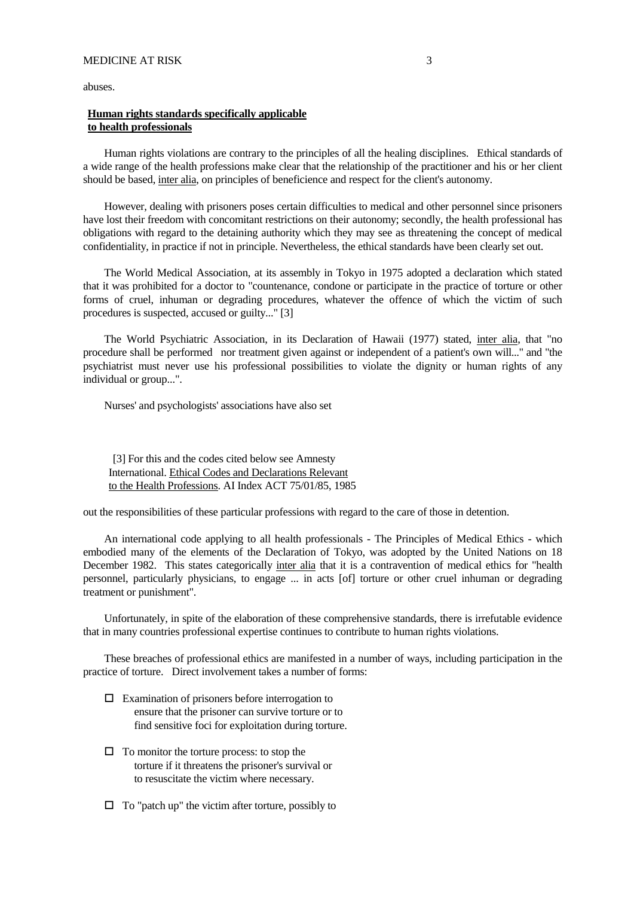abuses.

## Human rights standards specifically applicable to health professionals

Human rights violations are contrary to the principles of all the healing disciplines. Ethical standards of a wide range of the health professions make clear that the relationship of the practitioner and his or her client should be based, inter alia, on principles of beneficience and respect for the client's autonomy.

However, dealing with prisoners poses certain difficulties to medical and other personnel since prisoners have lost their freedom with concomitant restrictions on their autonomy; secondly, the health professional has obligations with regard to the detaining authority which they may see as threatening the concept of medical confidentiality, in practice if not in principle. Nevertheless, the ethical standards have been clearly set out.

The World Medical Association, at its assembly in Tokyo in 1975 adopted a declaration which stated that it was prohibited for a doctor to "countenance, condone or participate in the practice of torture or other forms of cruel, inhuman or degrading procedures, whatever the offence of which the victim of such procedures is suspected, accused or guilty..." [3]

The World Psychiatric Association, in its Declaration of Hawaii (1977) stated, inter alia, that "no procedure shall be performed nor treatment given against or independent of a patient's own will..." and "the psychiatrist must never use his professional possibilities to violate the dignity or human rights of any individual or group...".

Nurses' and psychologists' associations have also set out the responsibilities of these particular professions with regard to the care of those in detention.

An international code applying to all health professionals - The Principles of Medical Ethics - which embodied many of the elements of the Declaration of Tokyo, was adopted by the United Nations on 18 December 1982. This states categorically inter alia that it is a contravention of medical ethics for "health personnel, particularly physicians, to engage ... in acts [of] torture or other cruel inhuman or degrading treatment or punishment".

Unfortunately, in spite of the elaboration of these comprehensive standards, there is irrefutable evidence that in many countries professional expertise continues to contribute to human rights violations.

These breaches of professional ethics are manifested in a number of ways, including participation in the practice of torture. Direct involvement takes a number of forms:

- Examination of prisoners before interrogation to ensure that the prisoner can survive torture or to find sensitive foci for exploitation during torture.
- To monitor the torture process: to stop the torture if it threatens the prisoner's survival or to resuscitate the victim where necessary.
- To "patch up" the victim after torture, possibly to

[3] For this and the codes cited below see Amnesty International. Ethical Codes and Declarations Relevant to the Health Professions. AI Index ACT 75/01/85, 1985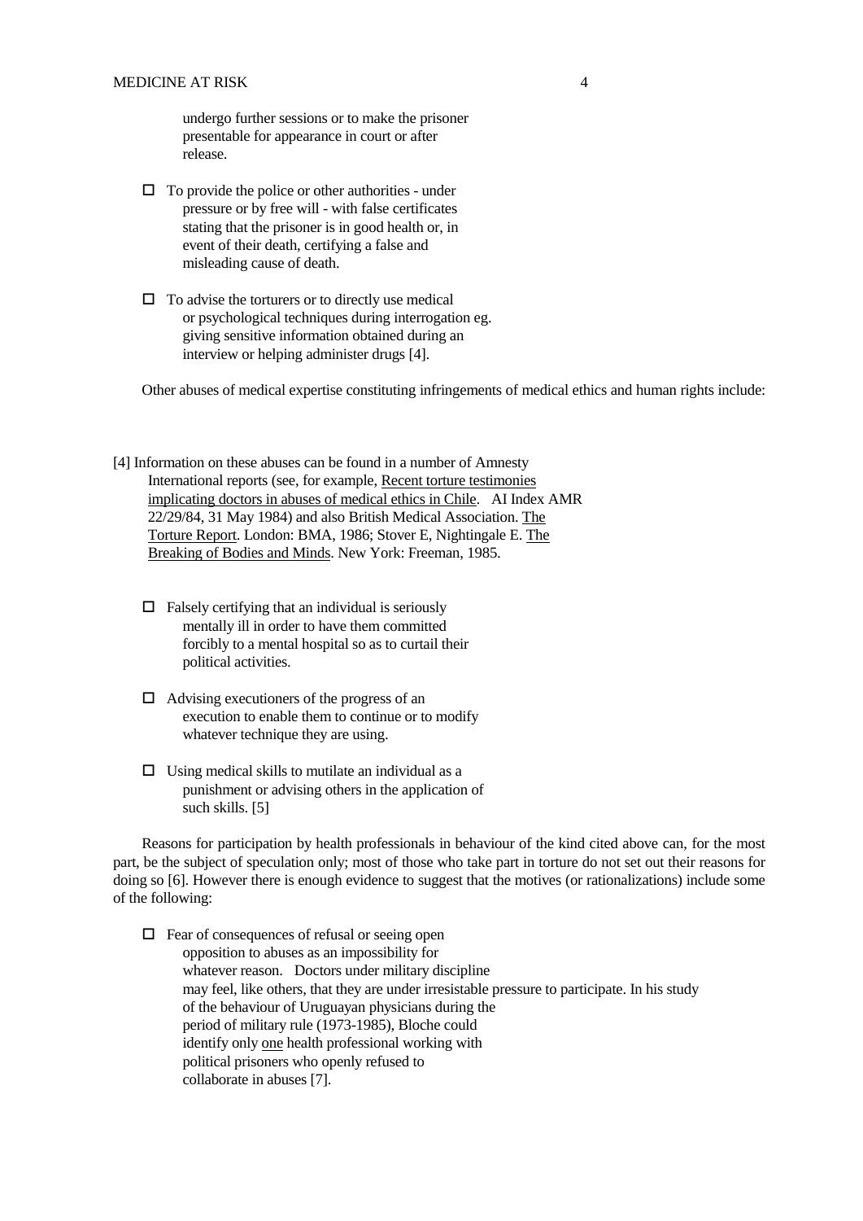undergo further sessions or to make the prisoner presentable for appearance in court or after release.

- To provide the police or other authorities - under pressure or by free will - with false certificates stating that the prisoner is in good health or, in event of their death, certifying a false and misleading cause of death.

- To advise the torturers or to directly use medical or psychological techniques during interrogation eg. giving sensitive information obtained during an interview or helping administer drugs [4].

Other abuses of medical expertise constituting infringements of medical ethics and human rights include:

- Falsely certifying that an individual is seriously mentally ill in order to have them committed forcibly to a mental hospital so as to curtail their political activities.

- Advising executioners of the progress of an execution to enable them to continue or to modify whatever technique they are using.

- Using medical skills to mutilate an individual as a punishment or advising others in the application of such skills. [5]

Reasons for participation by health professionals in behaviour of the kind cited above can, for the most part, be the subject of speculation only; most of those who take part in torture do not set out their reasons for doing so [6]. However there is enough evidence to suggest that the motives (or rationalizations) include some of the following:

- Fear of consequences of refusal or seeing open opposition to abuses as an impossibility for whatever reason. Doctors under military discipline may feel, like others, that they are under irresistable pressure to participate. In his study of the behaviour of Uruguayan physicians during the period of military rule (1973-1985), Bloche could identify only <u>one</u> health professional working with political prisoners who openly refused to collaborate in abuses [7].

---

[4] Information on these abuses can be found in a number of Amnesty International reports (see, for example, <u>Recent torture testimonies implicating doctors in abuses of medical ethics in Chile</u>. AI Index AMR 22/29/84, 31 May 1984) and also British Medical Association. <u>The Torture Report</u>. London: BMA, 1986; Stover E, Nightingale E. <u>The Breaking of Bodies and Minds</u>. New York: Freeman, 1985.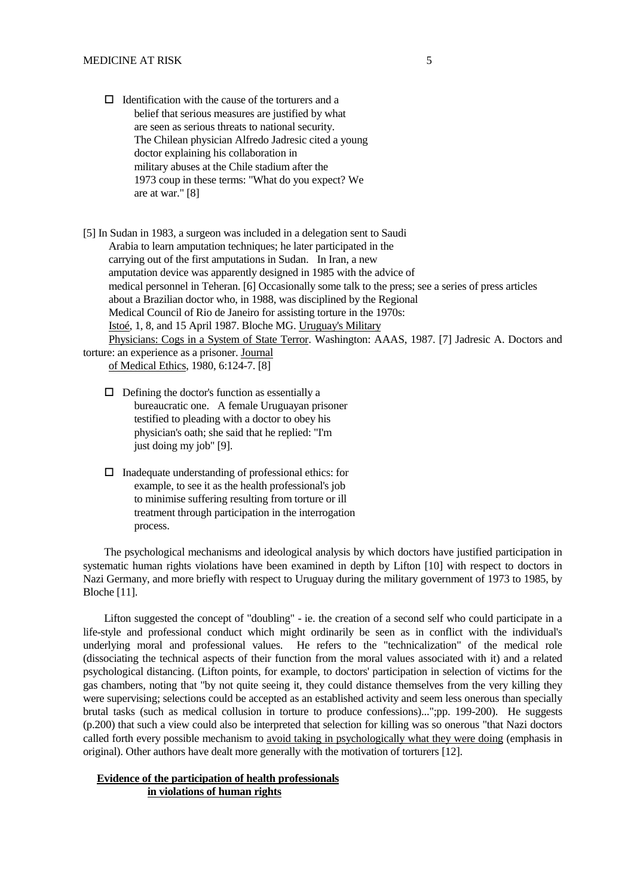- Identification with the cause of the torturers and a belief that serious measures are justified by what are seen as serious threats to national security. The Chilean physician Alfredo Jadresic cited a young doctor explaining his collaboration in military abuses at the Chile stadium after the 1973 coup in these terms: "What do you expect? We are at war." [8]

[5] In Sudan in 1983, a surgeon was included in a delegation sent to Saudi Arabia to learn amputation techniques; he later participated in the carrying out of the first amputations in Sudan. In Iran, a new amputation device was apparently designed in 1985 with the advice of medical personnel in Teheran. [6] Occasionally some talk to the press; see a series of press articles about a Brazilian doctor who, in 1988, was disciplined by the Regional Medical Council of Rio de Janeiro for assisting torture in the 1970s: Istoé, 1, 8, and 15 April 1987. Bloche MG. Uruguay's Military Physicians: Cogs in a System of State Terror. Washington: AAAS, 1987. [7] Jadresic A. Doctors and torture: an experience as a prisoner. Journal of Medical Ethics, 1980, 6:124-7. [8]

- Defining the doctor's function as essentially a bureaucratic one. A female Uruguayan prisoner testified to pleading with a doctor to obey his physician's oath; she said that he replied: "I'm just doing my job" [9].

- Inadequate understanding of professional ethics: for example, to see it as the health professional's job to minimise suffering resulting from torture or ill treatment through participation in the interrogation process.

The psychological mechanisms and ideological analysis by which doctors have justified participation in systematic human rights violations have been examined in depth by Lifton [10] with respect to doctors in Nazi Germany, and more briefly with respect to Uruguay during the military government of 1973 to 1985, by Bloche [11].

Lifton suggested the concept of "doubling" - ie. the creation of a second self who could participate in a life-style and professional conduct which might ordinarily be seen as in conflict with the individual's underlying moral and professional values. He refers to the "technicalization" of the medical role (dissociating the technical aspects of their function from the moral values associated with it) and a related psychological distancing. (Lifton points, for example, to doctors' participation in selection of victims for the gas chambers, noting that "by not quite seeing it, they could distance themselves from the very killing they were supervising; selections could be accepted as an established activity and seem less onerous than specially brutal tasks (such as medical collusion in torture to produce confessions)...";pp. 199-200). He suggests (p.200) that such a view could also be interpreted that selection for killing was so onerous "that Nazi doctors called forth every possible mechanism to avoid taking in psychologically what they were doing (emphasis in original). Other authors have dealt more generally with the motivation of torturers [12].

## Evidence of the participation of health professionals in violations of human rights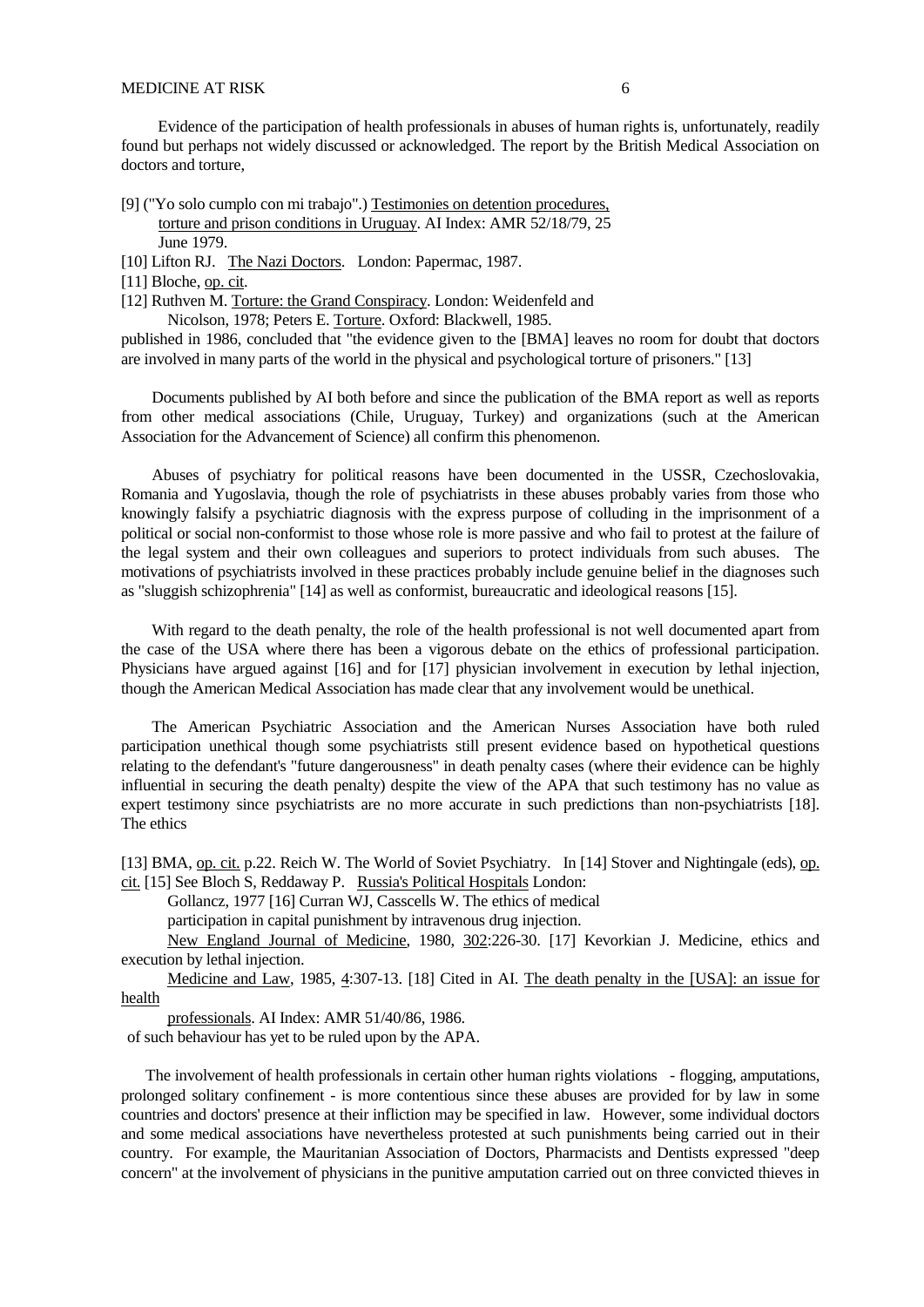Evidence of the participation of health professionals in abuses of human rights is, unfortunately, readily found but perhaps not widely discussed or acknowledged. The report by the British Medical Association on doctors and torture,

[9] ("Yo solo cumplo con mi trabajo".) Testimonies on detention procedures, torture and prison conditions in Uruguay. AI Index: AMR 52/18/79, 25 June 1979.
[10] Lifton RJ. The Nazi Doctors. London: Papermac, 1987.
[11] Bloche, op. cit.
[12] Ruthven M. Torture: the Grand Conspiracy. London: Weidenfeld and Nicolson, 1978; Peters E. Torture. Oxford: Blackwell, 1985.

published in 1986, concluded that "the evidence given to the [BMA] leaves no room for doubt that doctors are involved in many parts of the world in the physical and psychological torture of prisoners." [13]

Documents published by AI both before and since the publication of the BMA report as well as reports from other medical associations (Chile, Uruguay, Turkey) and organizations (such at the American Association for the Advancement of Science) all confirm this phenomenon.

Abuses of psychiatry for political reasons have been documented in the USSR, Czechoslovakia, Romania and Yugoslavia, though the role of psychiatrists in these abuses probably varies from those who knowingly falsify a psychiatric diagnosis with the express purpose of colluding in the imprisonment of a political or social non-conformist to those whose role is more passive and who fail to protest at the failure of the legal system and their own colleagues and superiors to protect individuals from such abuses. The motivations of psychiatrists involved in these practices probably include genuine belief in the diagnoses such as "sluggish schizophrenia" [14] as well as conformist, bureaucratic and ideological reasons [15].

With regard to the death penalty, the role of the health professional is not well documented apart from the case of the USA where there has been a vigorous debate on the ethics of professional participation. Physicians have argued against [16] and for [17] physician involvement in execution by lethal injection, though the American Medical Association has made clear that any involvement would be unethical.

The American Psychiatric Association and the American Nurses Association have both ruled participation unethical though some psychiatrists still present evidence based on hypothetical questions relating to the defendant's "future dangerousness" in death penalty cases (where their evidence can be highly influential in securing the death penalty) despite the view of the APA that such testimony has no value as expert testimony since psychiatrists are no more accurate in such predictions than non-psychiatrists [18]. The ethics

[13] BMA, op. cit. p.22. Reich W. The World of Soviet Psychiatry. In [14] Stover and Nightingale (eds), op. cit. [15] See Bloch S, Reddaway P. Russia's Political Hospitals London: Gollancz, 1977 [16] Curran WJ, Casscells W. The ethics of medical participation in capital punishment by intravenous drug injection. New England Journal of Medicine, 1980, 302:226-30. [17] Kevorkian J. Medicine, ethics and execution by lethal injection. Medicine and Law, 1985, 4:307-13. [18] Cited in AI. The death penalty in the [USA]: an issue for health professionals. AI Index: AMR 51/40/86, 1986.

of such behaviour has yet to be ruled upon by the APA.

The involvement of health professionals in certain other human rights violations - flogging, amputations, prolonged solitary confinement - is more contentious since these abuses are provided for by law in some countries and doctors' presence at their infliction may be specified in law. However, some individual doctors and some medical associations have nevertheless protested at such punishments being carried out in their country. For example, the Mauritanian Association of Doctors, Pharmacists and Dentists expressed "deep concern" at the involvement of physicians in the punitive amputation carried out on three convicted thieves in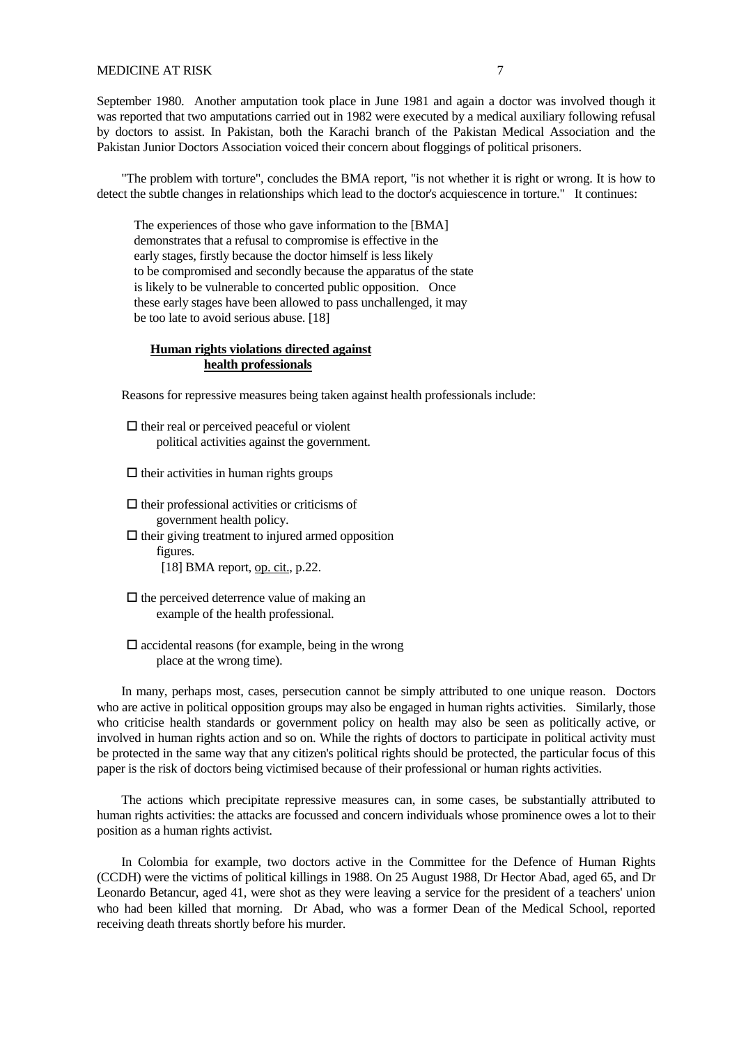September 1980. Another amputation took place in June 1981 and again a doctor was involved though it was reported that two amputations carried out in 1982 were executed by a medical auxiliary following refusal by doctors to assist. In Pakistan, both the Karachi branch of the Pakistan Medical Association and the Pakistan Junior Doctors Association voiced their concern about floggings of political prisoners.

"The problem with torture", concludes the BMA report, "is not whether it is right or wrong. It is how to detect the subtle changes in relationships which lead to the doctor's acquiescence in torture." It continues:

> The experiences of those who gave information to the [BMA] demonstrates that a refusal to compromise is effective in the early stages, firstly because the doctor himself is less likely to be compromised and secondly because the apparatus of the state is likely to be vulnerable to concerted public opposition. Once these early stages have been allowed to pass unchallenged, it may be too late to avoid serious abuse. [18]

## Human rights violations directed against health professionals

Reasons for repressive measures being taken against health professionals include:

- their real or perceived peaceful or violent political activities against the government.
- their activities in human rights groups
- their professional activities or criticisms of government health policy.
- their giving treatment to injured armed opposition figures.
- the perceived deterrence value of making an example of the health professional.
- accidental reasons (for example, being in the wrong place at the wrong time).

[18] BMA report, op. cit., p.22.

In many, perhaps most, cases, persecution cannot be simply attributed to one unique reason. Doctors who are active in political opposition groups may also be engaged in human rights activities. Similarly, those who criticise health standards or government policy on health may also be seen as politically active, or involved in human rights action and so on. While the rights of doctors to participate in political activity must be protected in the same way that any citizen's political rights should be protected, the particular focus of this paper is the risk of doctors being victimised because of their professional or human rights activities.

The actions which precipitate repressive measures can, in some cases, be substantially attributed to human rights activities: the attacks are focussed and concern individuals whose prominence owes a lot to their position as a human rights activist.

In Colombia for example, two doctors active in the Committee for the Defence of Human Rights (CCDH) were the victims of political killings in 1988. On 25 August 1988, Dr Hector Abad, aged 65, and Dr Leonardo Betancur, aged 41, were shot as they were leaving a service for the president of a teachers' union who had been killed that morning. Dr Abad, who was a former Dean of the Medical School, reported receiving death threats shortly before his murder.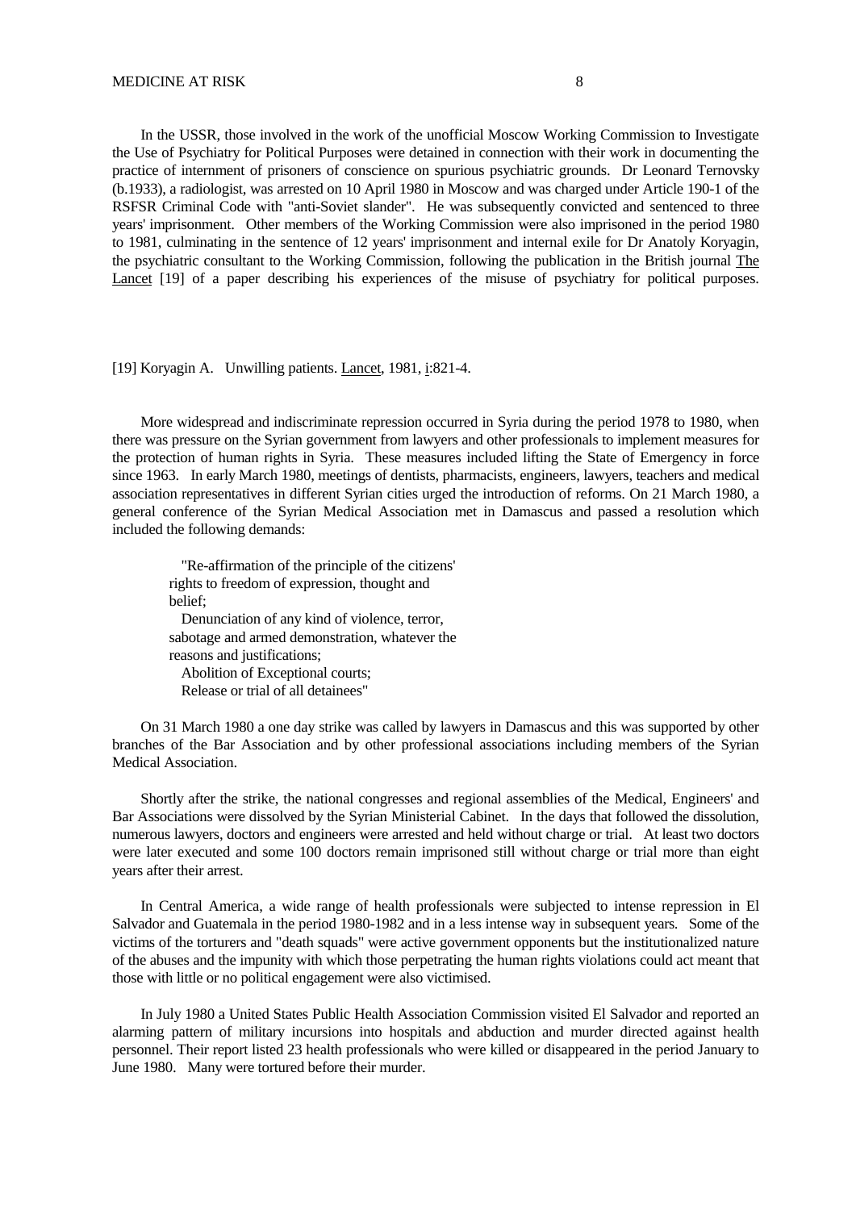In the USSR, those involved in the work of the unofficial Moscow Working Commission to Investigate the Use of Psychiatry for Political Purposes were detained in connection with their work in documenting the practice of internment of prisoners of conscience on spurious psychiatric grounds. Dr Leonard Ternovsky (b.1933), a radiologist, was arrested on 10 April 1980 in Moscow and was charged under Article 190-1 of the RSFSR Criminal Code with "anti-Soviet slander". He was subsequently convicted and sentenced to three years' imprisonment. Other members of the Working Commission were also imprisoned in the period 1980 to 1981, culminating in the sentence of 12 years' imprisonment and internal exile for Dr Anatoly Koryagin, the psychiatric consultant to the Working Commission, following the publication in the British journal The Lancet [19] of a paper describing his experiences of the misuse of psychiatry for political purposes.

[19] Koryagin A. Unwilling patients. Lancet, 1981, i:821-4.

More widespread and indiscriminate repression occurred in Syria during the period 1978 to 1980, when there was pressure on the Syrian government from lawyers and other professionals to implement measures for the protection of human rights in Syria. These measures included lifting the State of Emergency in force since 1963. In early March 1980, meetings of dentists, pharmacists, engineers, lawyers, teachers and medical association representatives in different Syrian cities urged the introduction of reforms. On 21 March 1980, a general conference of the Syrian Medical Association met in Damascus and passed a resolution which included the following demands:

> "Re-affirmation of the principle of the citizens' rights to freedom of expression, thought and belief;
> Denunciation of any kind of violence, terror, sabotage and armed demonstration, whatever the reasons and justifications;
> Abolition of Exceptional courts;
> Release or trial of all detainees"

On 31 March 1980 a one day strike was called by lawyers in Damascus and this was supported by other branches of the Bar Association and by other professional associations including members of the Syrian Medical Association.

Shortly after the strike, the national congresses and regional assemblies of the Medical, Engineers' and Bar Associations were dissolved by the Syrian Ministerial Cabinet. In the days that followed the dissolution, numerous lawyers, doctors and engineers were arrested and held without charge or trial. At least two doctors were later executed and some 100 doctors remain imprisoned still without charge or trial more than eight years after their arrest.

In Central America, a wide range of health professionals were subjected to intense repression in El Salvador and Guatemala in the period 1980-1982 and in a less intense way in subsequent years. Some of the victims of the torturers and "death squads" were active government opponents but the institutionalized nature of the abuses and the impunity with which those perpetrating the human rights violations could act meant that those with little or no political engagement were also victimised.

In July 1980 a United States Public Health Association Commission visited El Salvador and reported an alarming pattern of military incursions into hospitals and abduction and murder directed against health personnel. Their report listed 23 health professionals who were killed or disappeared in the period January to June 1980. Many were tortured before their murder.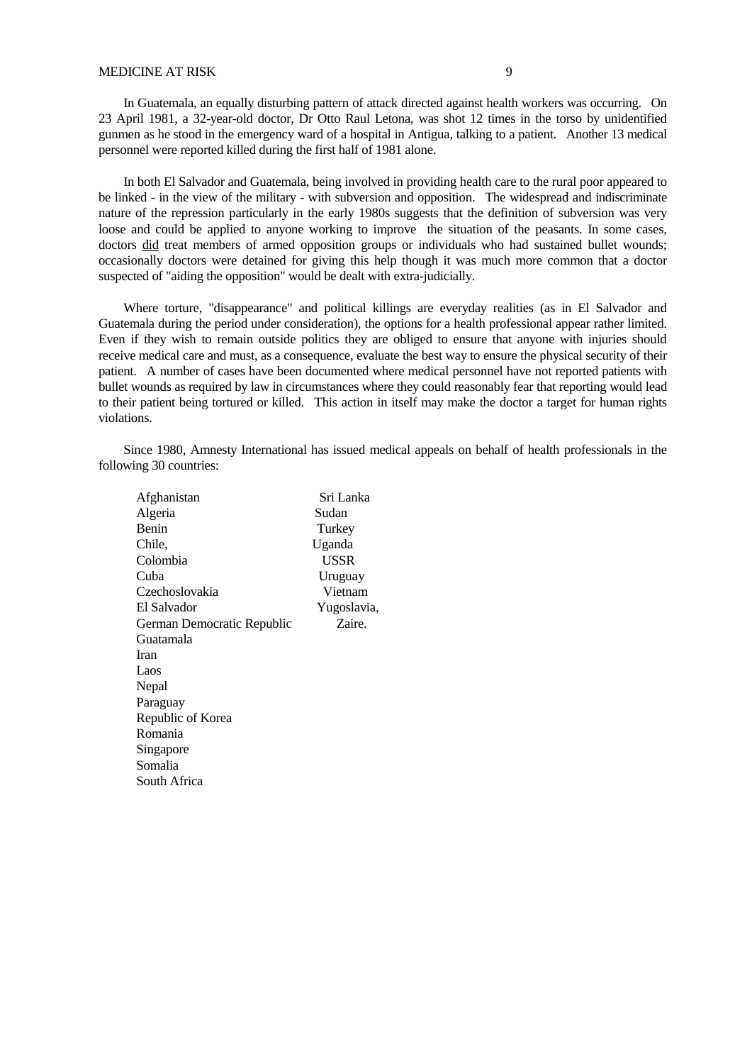In Guatemala, an equally disturbing pattern of attack directed against health workers was occurring. On 23 April 1981, a 32-year-old doctor, Dr Otto Raul Letona, was shot 12 times in the torso by unidentified gunmen as he stood in the emergency ward of a hospital in Antigua, talking to a patient. Another 13 medical personnel were reported killed during the first half of 1981 alone.

In both El Salvador and Guatemala, being involved in providing health care to the rural poor appeared to be linked - in the view of the military - with subversion and opposition. The widespread and indiscriminate nature of the repression particularly in the early 1980s suggests that the definition of subversion was very loose and could be applied to anyone working to improve the situation of the peasants. In some cases, doctors <u>did</u> treat members of armed opposition groups or individuals who had sustained bullet wounds; occasionally doctors were detained for giving this help though it was much more common that a doctor suspected of "aiding the opposition" would be dealt with extra-judicially.

Where torture, "disappearance" and political killings are everyday realities (as in El Salvador and Guatemala during the period under consideration), the options for a health professional appear rather limited. Even if they wish to remain outside politics they are obliged to ensure that anyone with injuries should receive medical care and must, as a consequence, evaluate the best way to ensure the physical security of their patient. A number of cases have been documented where medical personnel have not reported patients with bullet wounds as required by law in circumstances where they could reasonably fear that reporting would lead to their patient being tortured or killed. This action in itself may make the doctor a target for human rights violations.

Since 1980, Amnesty International has issued medical appeals on behalf of health professionals in the following 30 countries:

- Afghanistan
- Algeria
- Benin
- Chile,
- Colombia
- Cuba
- Czechoslovakia
- El Salvador
- German Democratic Republic
- Guatamala
- Iran
- Laos
- Nepal
- Paraguay
- Republic of Korea
- Romania
- Singapore
- Somalia
- South Africa
- Sri Lanka
- Sudan
- Turkey
- Uganda
- USSR
- Uruguay
- Vietnam
- Yugoslavia,
- Zaire.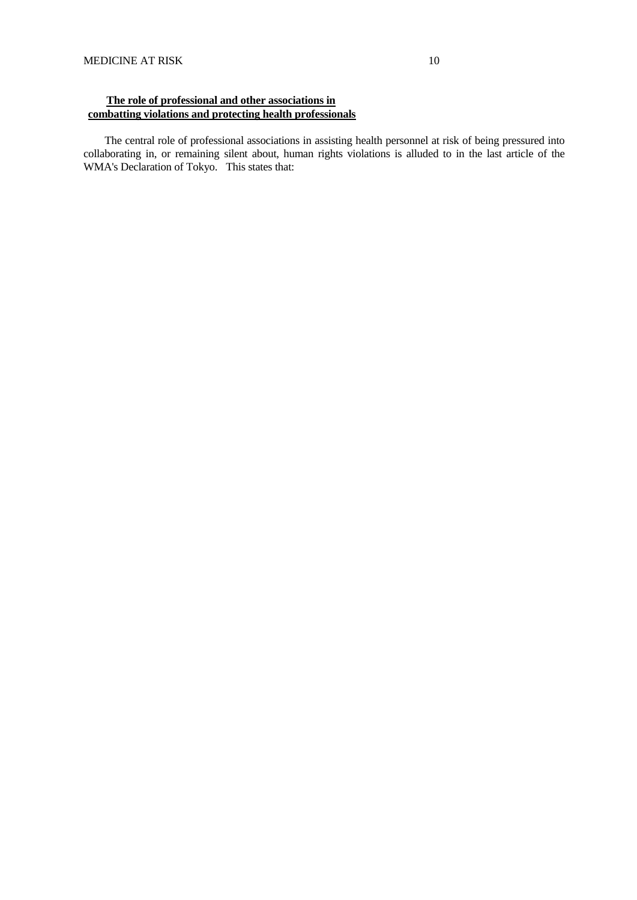## The role of professional and other associations in combatting violations and protecting health professionals

The central role of professional associations in assisting health personnel at risk of being pressured into collaborating in, or remaining silent about, human rights violations is alluded to in the last article of the WMA's Declaration of Tokyo. This states that: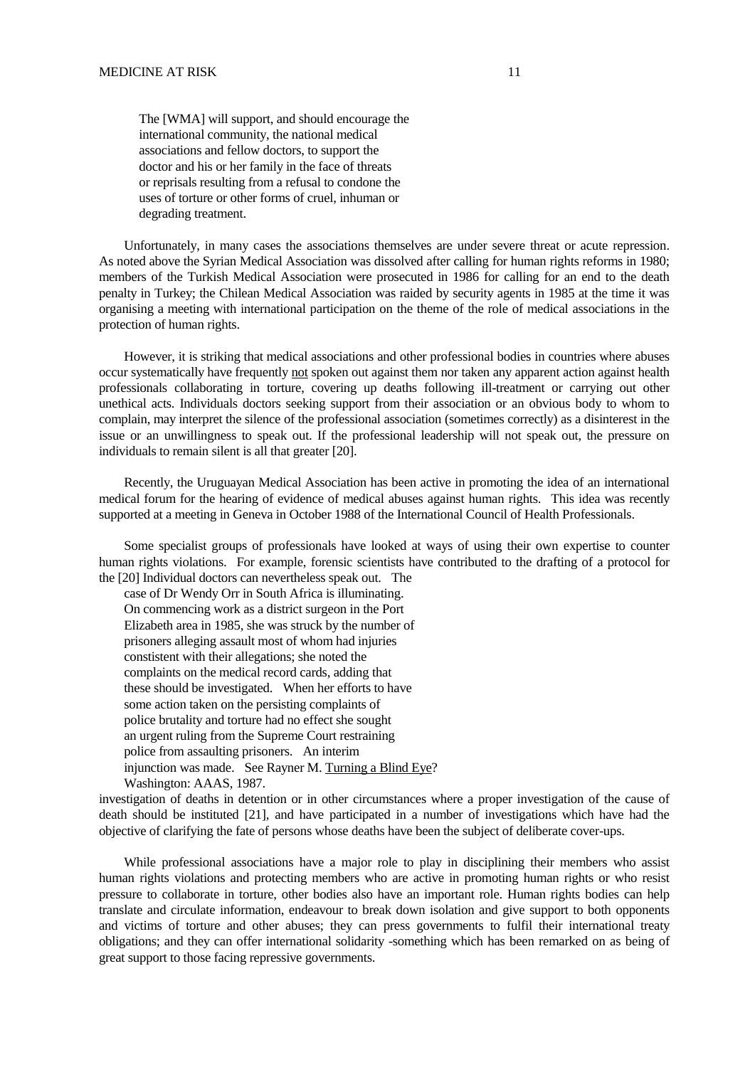> The [WMA] will support, and should encourage the international community, the national medical associations and fellow doctors, to support the doctor and his or her family in the face of threats or reprisals resulting from a refusal to condone the uses of torture or other forms of cruel, inhuman or degrading treatment.

Unfortunately, in many cases the associations themselves are under severe threat or acute repression. As noted above the Syrian Medical Association was dissolved after calling for human rights reforms in 1980; members of the Turkish Medical Association were prosecuted in 1986 for calling for an end to the death penalty in Turkey; the Chilean Medical Association was raided by security agents in 1985 at the time it was organising a meeting with international participation on the theme of the role of medical associations in the protection of human rights.

However, it is striking that medical associations and other professional bodies in countries where abuses occur systematically have frequently <u>not</u> spoken out against them nor taken any apparent action against health professionals collaborating in torture, covering up deaths following ill-treatment or carrying out other unethical acts. Individuals doctors seeking support from their association or an obvious body to whom to complain, may interpret the silence of the professional association (sometimes correctly) as a disinterest in the issue or an unwillingness to speak out. If the professional leadership will not speak out, the pressure on individuals to remain silent is all that greater [20].

Recently, the Uruguayan Medical Association has been active in promoting the idea of an international medical forum for the hearing of evidence of medical abuses against human rights. This idea was recently supported at a meeting in Geneva in October 1988 of the International Council of Health Professionals.

Some specialist groups of professionals have looked at ways of using their own expertise to counter human rights violations. For example, forensic scientists have contributed to the drafting of a protocol for the investigation of deaths in detention or in other circumstances where a proper investigation of the cause of death should be instituted [21], and have participated in a number of investigations which have had the objective of clarifying the fate of persons whose deaths have been the subject of deliberate cover-ups.

While professional associations have a major role to play in disciplining their members who assist human rights violations and protecting members who are active in promoting human rights or who resist pressure to collaborate in torture, other bodies also have an important role. Human rights bodies can help translate and circulate information, endeavour to break down isolation and give support to both opponents and victims of torture and other abuses; they can press governments to fulfil their international treaty obligations; and they can offer international solidarity -something which has been remarked on as being of great support to those facing repressive governments.

[20] Individual doctors can nevertheless speak out. The case of Dr Wendy Orr in South Africa is illuminating. On commencing work as a district surgeon in the Port Elizabeth area in 1985, she was struck by the number of prisoners alleging assault most of whom had injuries constistent with their allegations; she noted the complaints on the medical record cards, adding that these should be investigated. When her efforts to have some action taken on the persisting complaints of police brutality and torture had no effect she sought an urgent ruling from the Supreme Court restraining police from assaulting prisoners. An interim injunction was made. See Rayner M. <u>Turning a Blind Eye</u>? Washington: AAAS, 1987.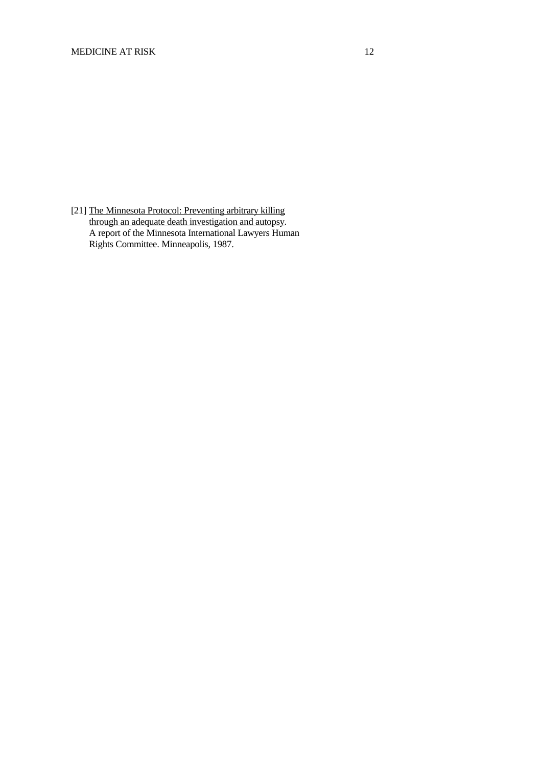[21] The Minnesota Protocol: Preventing arbitrary killing through an adequate death investigation and autopsy. A report of the Minnesota International Lawyers Human Rights Committee. Minneapolis, 1987.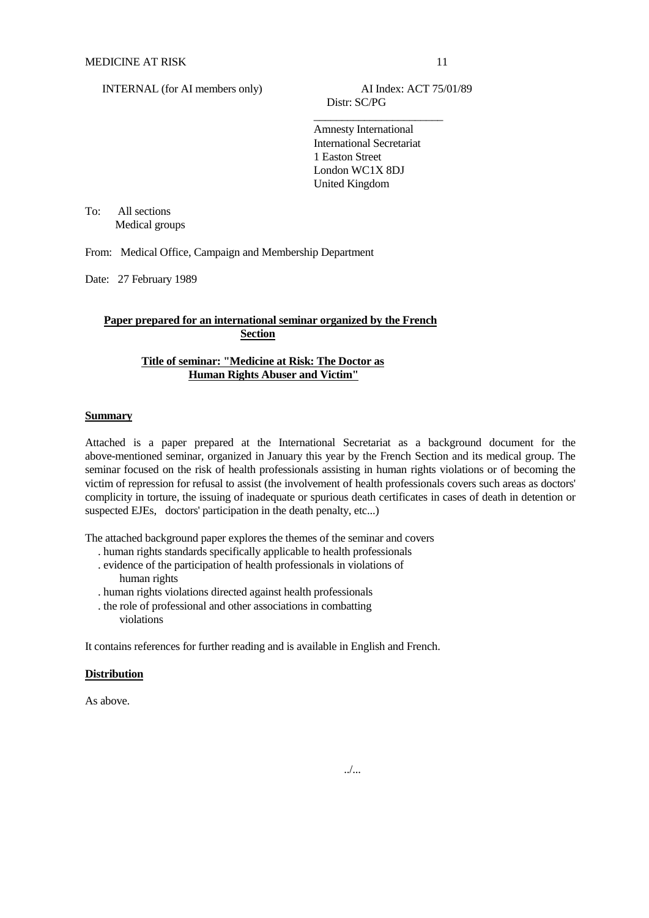INTERNAL (for AI members only)

AI Index: ACT 75/01/89
Distr: SC/PG

Amnesty International
International Secretariat
1 Easton Street
London WC1X 8DJ
United Kingdom

To: All sections
Medical groups

From: Medical Office, Campaign and Membership Department

Date: 27 February 1989

**Paper prepared for an international seminar organized by the French Section**

**Title of seminar: "Medicine at Risk: The Doctor as Human Rights Abuser and Victim"**

**Summary**

Attached is a paper prepared at the International Secretariat as a background document for the above-mentioned seminar, organized in January this year by the French Section and its medical group. The seminar focused on the risk of health professionals assisting in human rights violations or of becoming the victim of repression for refusal to assist (the involvement of health professionals covers such areas as doctors' complicity in torture, the issuing of inadequate or spurious death certificates in cases of death in detention or suspected EJEs, doctors' participation in the death penalty, etc...)

The attached background paper explores the themes of the seminar and covers

- . human rights standards specifically applicable to health professionals
- . evidence of the participation of health professionals in violations of human rights
- . human rights violations directed against health professionals
- . the role of professional and other associations in combatting violations

It contains references for further reading and is available in English and French.

**Distribution**

As above.

../...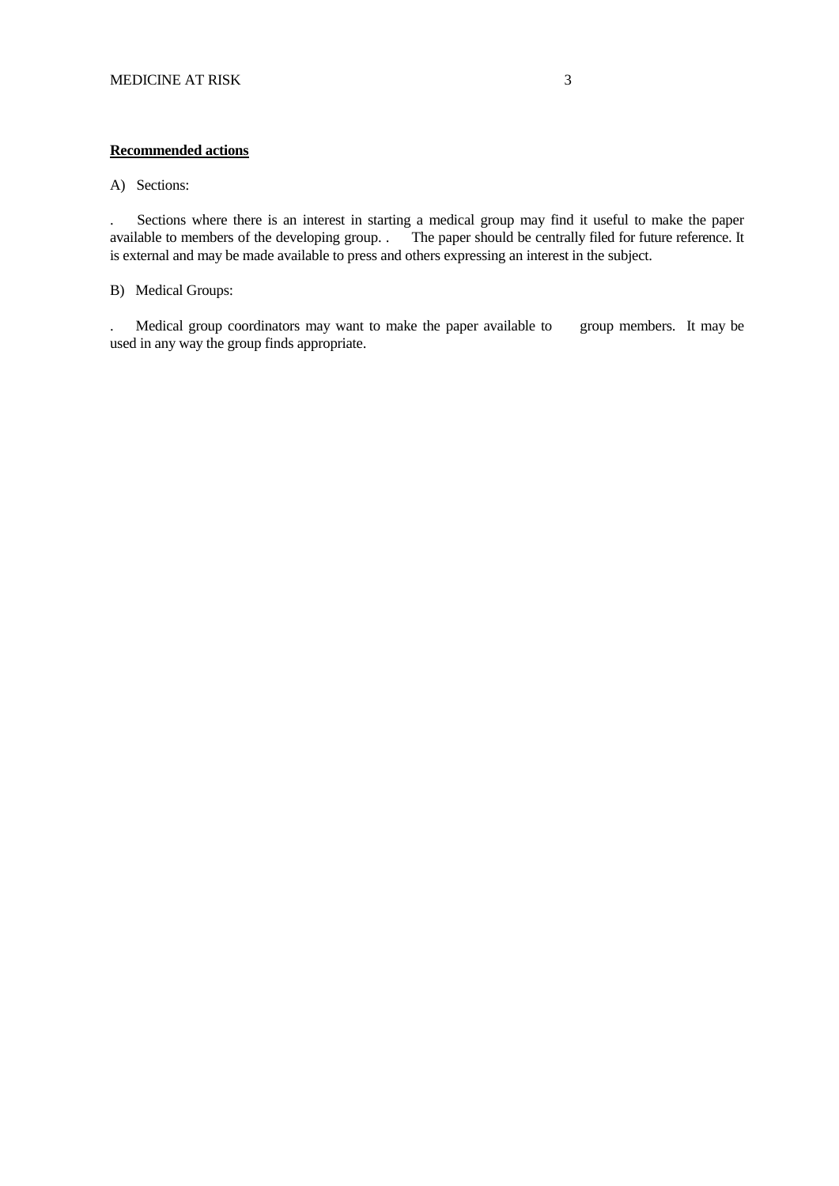**Recommended actions**

A) Sections:

. Sections where there is an interest in starting a medical group may find it useful to make the paper available to members of the developing group. . The paper should be centrally filed for future reference. It is external and may be made available to press and others expressing an interest in the subject.

B) Medical Groups:

. Medical group coordinators may want to make the paper available to group members. It may be used in any way the group finds appropriate.